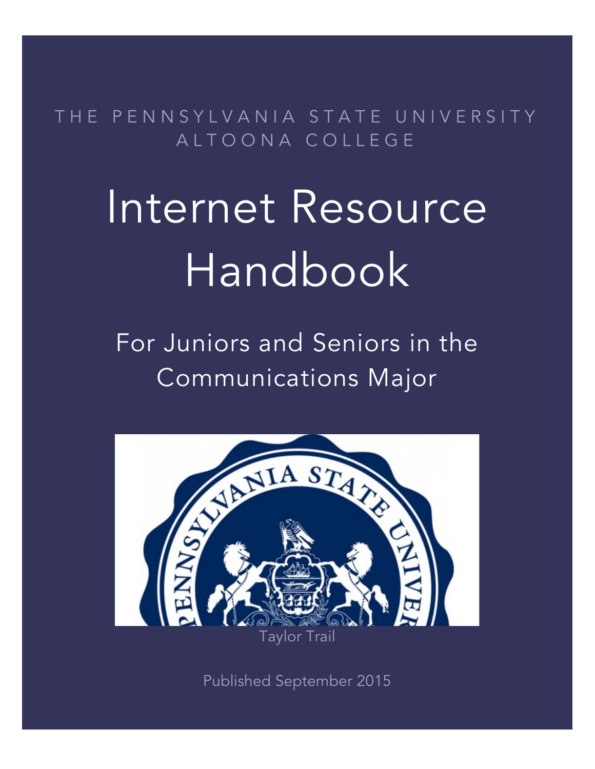THE PENNSYLVANIA STATE UNIVERSITY
ALTOONA COLLEGE

# Internet Resource Handbook

## For Juniors and Seniors in the Communications Major

Taylor Trail

Published September 2015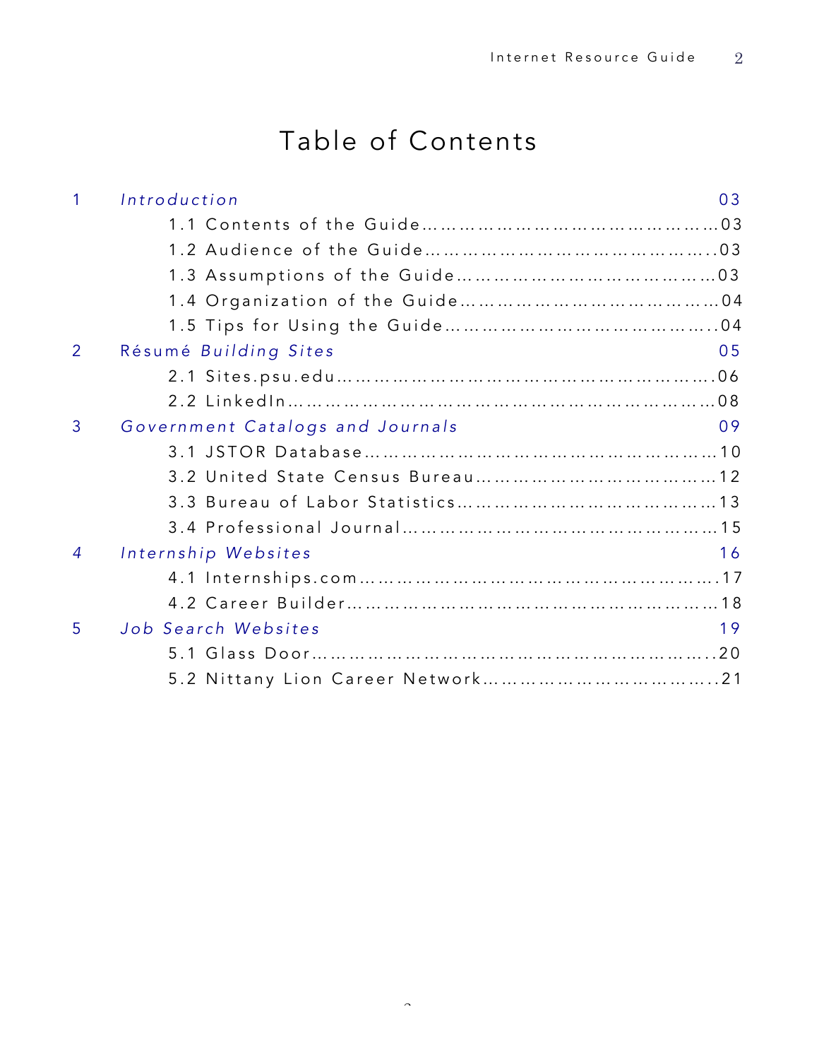# Table of Contents

| | | |
|---|---|---|
| 1 | *Introduction* | 03 |
| | 1.1 Contents of the Guide | 03 |
| | 1.2 Audience of the Guide | 03 |
| | 1.3 Assumptions of the Guide | 03 |
| | 1.4 Organization of the Guide | 04 |
| | 1.5 Tips for Using the Guide | 04 |
| 2 | Résumé *Building Sites* | 05 |
| | 2.1 Sites.psu.edu | 06 |
| | 2.2 LinkedIn | 08 |
| 3 | *Government Catalogs and Journals* | 09 |
| | 3.1 JSTOR Database | 10 |
| | 3.2 United State Census Bureau | 12 |
| | 3.3 Bureau of Labor Statistics | 13 |
| | 3.4 Professional Journal | 15 |
| 4 | *Internship Websites* | 16 |
| | 4.1 Internships.com | 17 |
| | 4.2 Career Builder | 18 |
| 5 | *Job Search Websites* | 19 |
| | 5.1 Glass Door | 20 |
| | 5.2 Nittany Lion Career Network | 21 |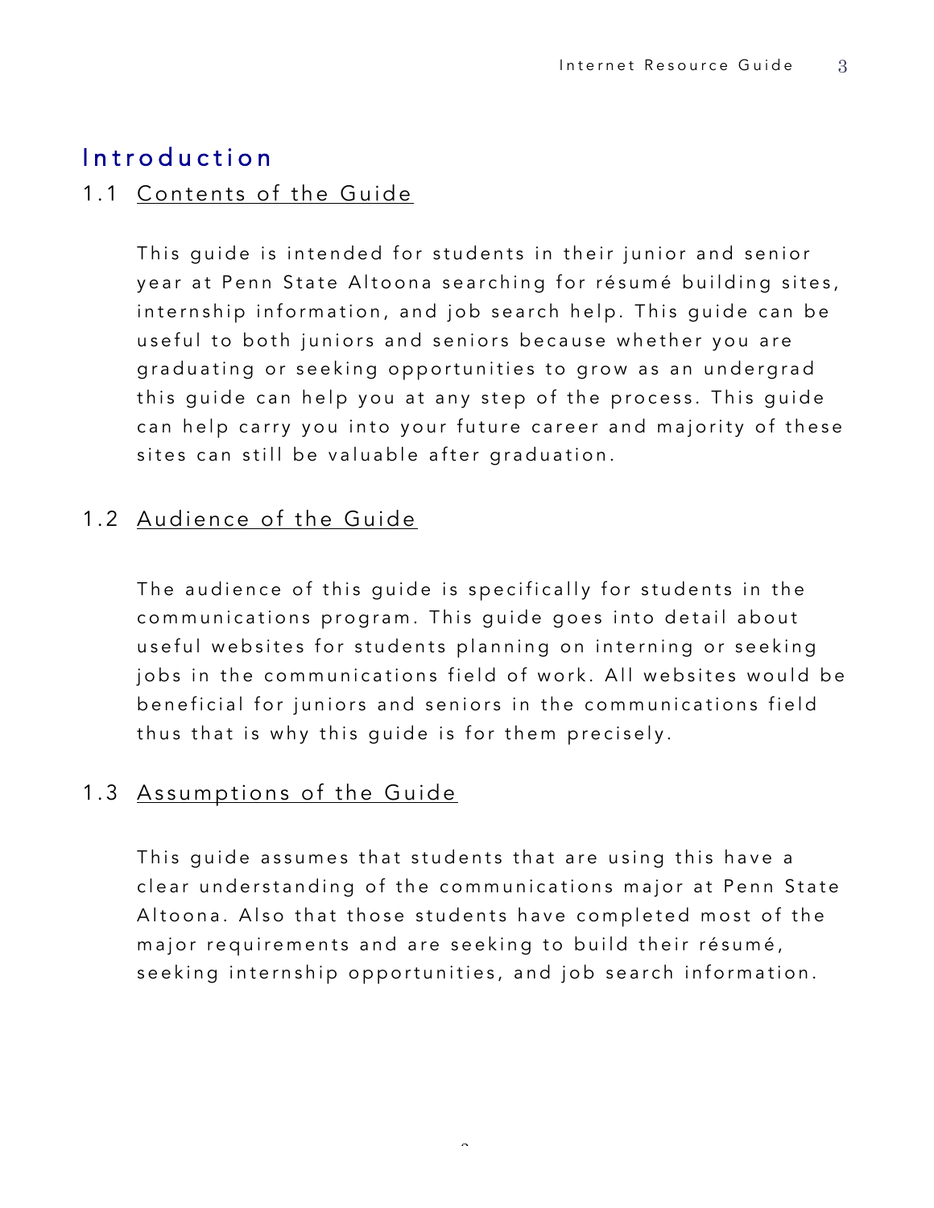# Introduction

## 1.1 Contents of the Guide

This guide is intended for students in their junior and senior year at Penn State Altoona searching for résumé building sites, internship information, and job search help. This guide can be useful to both juniors and seniors because whether you are graduating or seeking opportunities to grow as an undergrad this guide can help you at any step of the process. This guide can help carry you into your future career and majority of these sites can still be valuable after graduation.

## 1.2 Audience of the Guide

The audience of this guide is specifically for students in the communications program. This guide goes into detail about useful websites for students planning on interning or seeking jobs in the communications field of work. All websites would be beneficial for juniors and seniors in the communications field thus that is why this guide is for them precisely.

## 1.3 Assumptions of the Guide

This guide assumes that students that are using this have a clear understanding of the communications major at Penn State Altoona. Also that those students have completed most of the major requirements and are seeking to build their résumé, seeking internship opportunities, and job search information.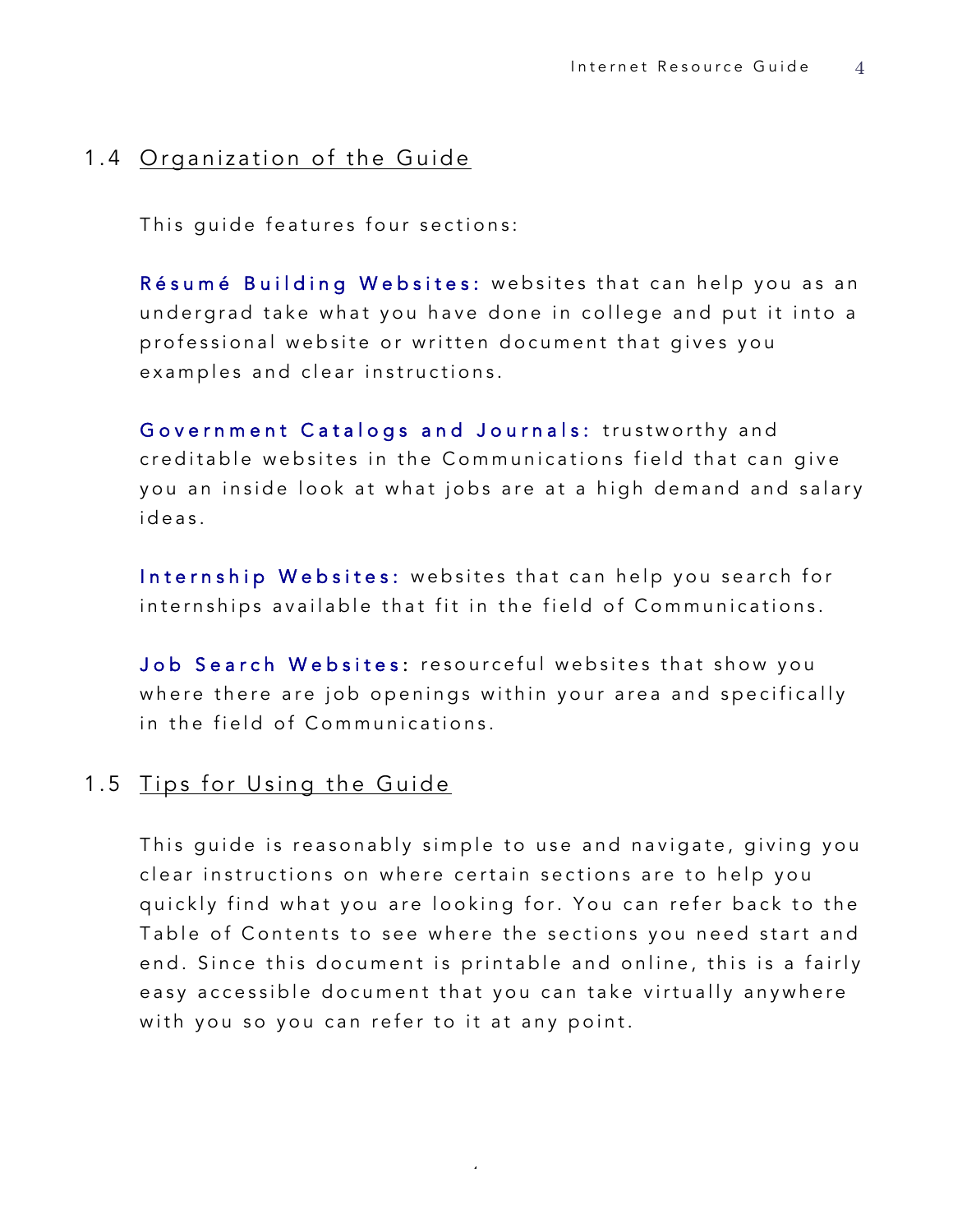## 1.4 Organization of the Guide

This guide features four sections:

**Résumé Building Websites:** websites that can help you as an undergrad take what you have done in college and put it into a professional website or written document that gives you examples and clear instructions.

**Government Catalogs and Journals:** trustworthy and creditable websites in the Communications field that can give you an inside look at what jobs are at a high demand and salary ideas.

**Internship Websites:** websites that can help you search for internships available that fit in the field of Communications.

**Job Search Websites:** resourceful websites that show you where there are job openings within your area and specifically in the field of Communications.

## 1.5 Tips for Using the Guide

This guide is reasonably simple to use and navigate, giving you clear instructions on where certain sections are to help you quickly find what you are looking for. You can refer back to the Table of Contents to see where the sections you need start and end. Since this document is printable and online, this is a fairly easy accessible document that you can take virtually anywhere with you so you can refer to it at any point.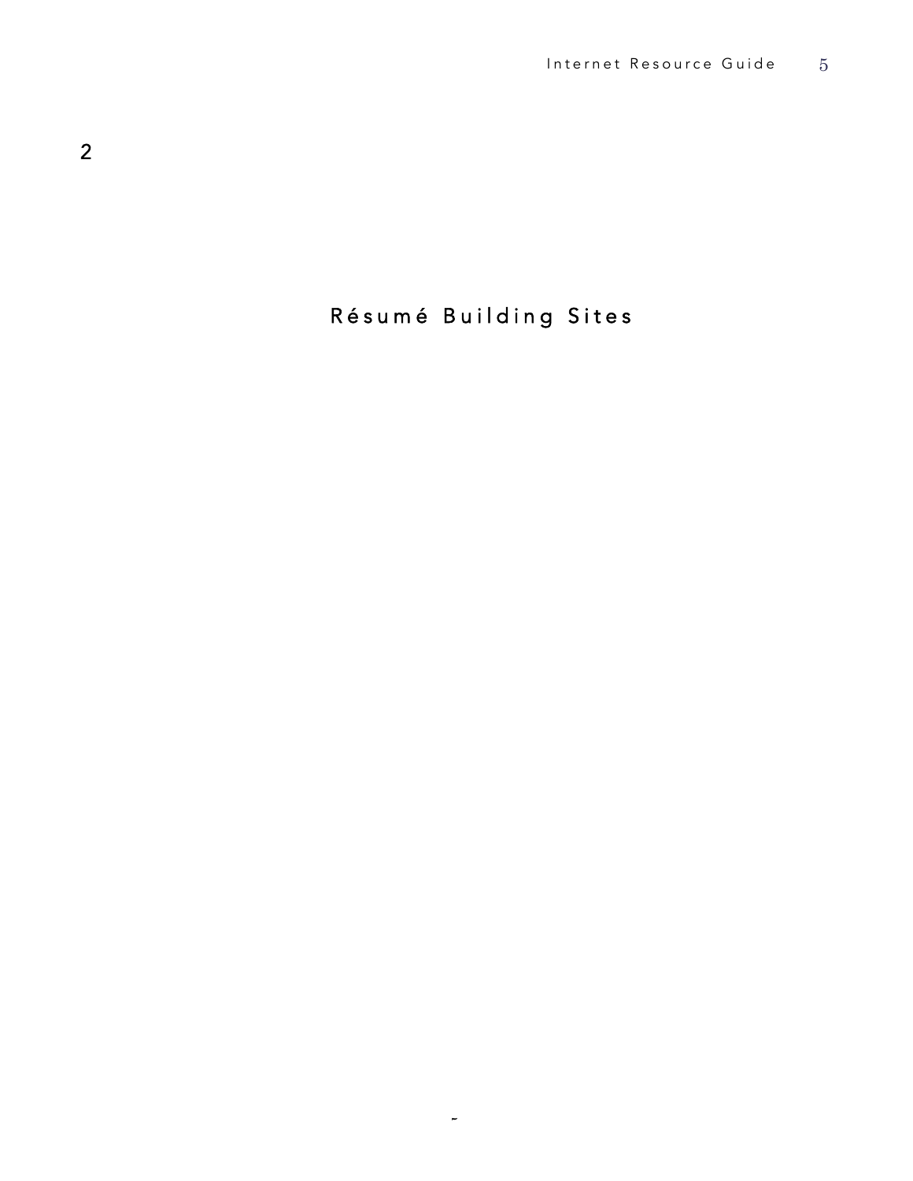2

# Résumé Building Sites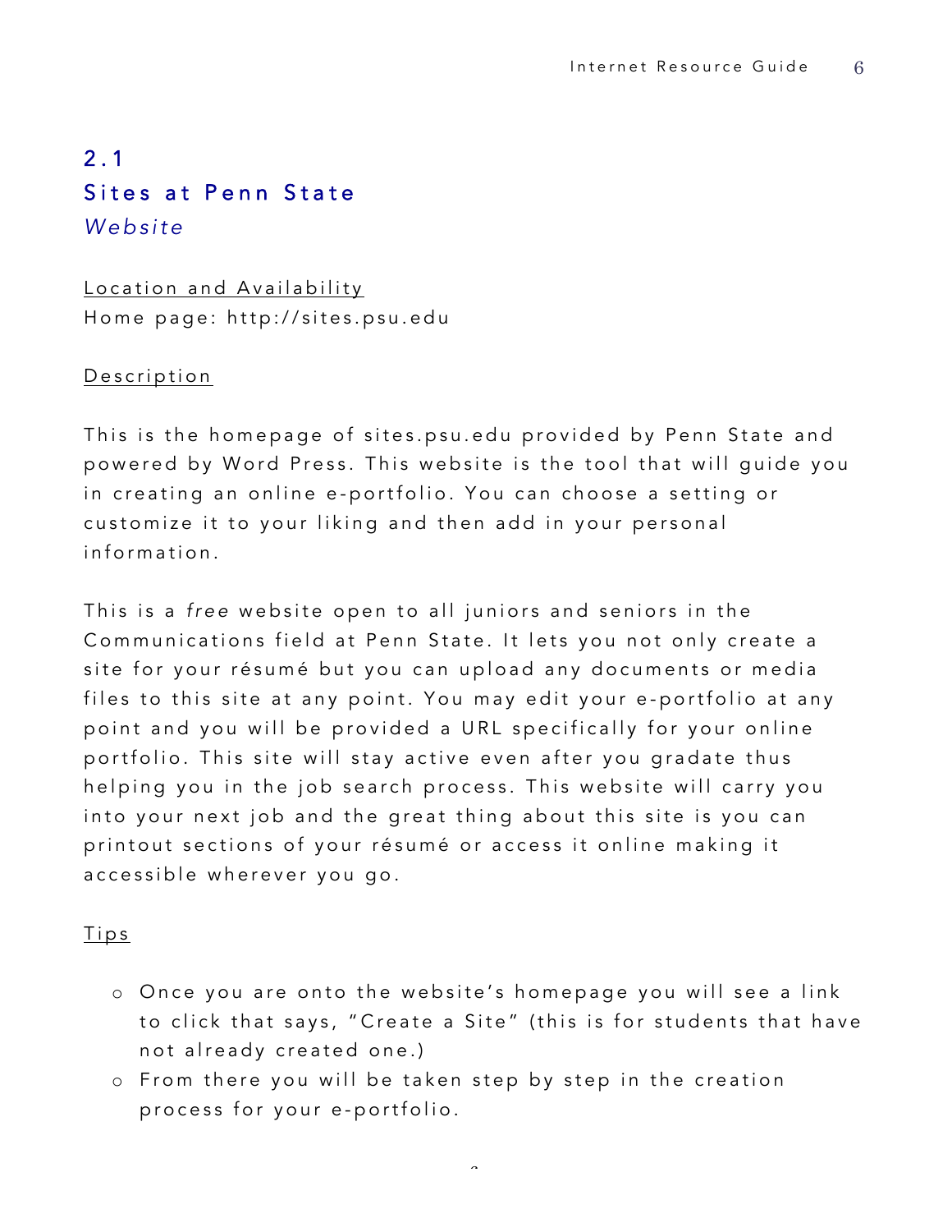## 2.1
## Sites at Penn State
*Website*

Location and Availability

Home page: http://sites.psu.edu

Description

This is the homepage of sites.psu.edu provided by Penn State and powered by Word Press. This website is the tool that will guide you in creating an online e-portfolio. You can choose a setting or customize it to your liking and then add in your personal information.

This is a *free* website open to all juniors and seniors in the Communications field at Penn State. It lets you not only create a site for your résumé but you can upload any documents or media files to this site at any point. You may edit your e-portfolio at any point and you will be provided a URL specifically for your online portfolio. This site will stay active even after you gradate thus helping you in the job search process. This website will carry you into your next job and the great thing about this site is you can printout sections of your résumé or access it online making it accessible wherever you go.

Tips

- Once you are onto the website's homepage you will see a link to click that says, "Create a Site" (this is for students that have not already created one.)
- From there you will be taken step by step in the creation process for your e-portfolio.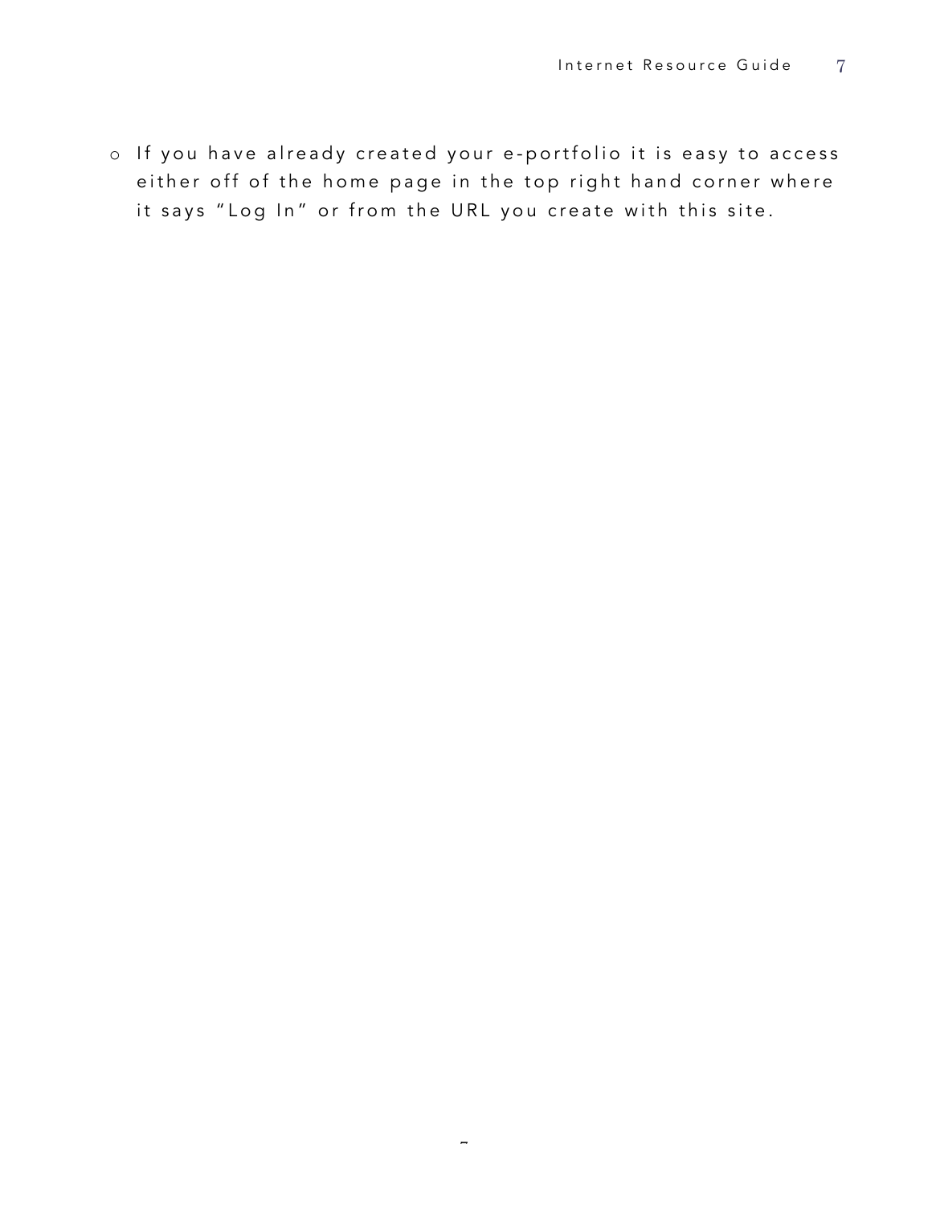- If you have already created your e-portfolio it is easy to access either off of the home page in the top right hand corner where it says "Log In" or from the URL you create with this site.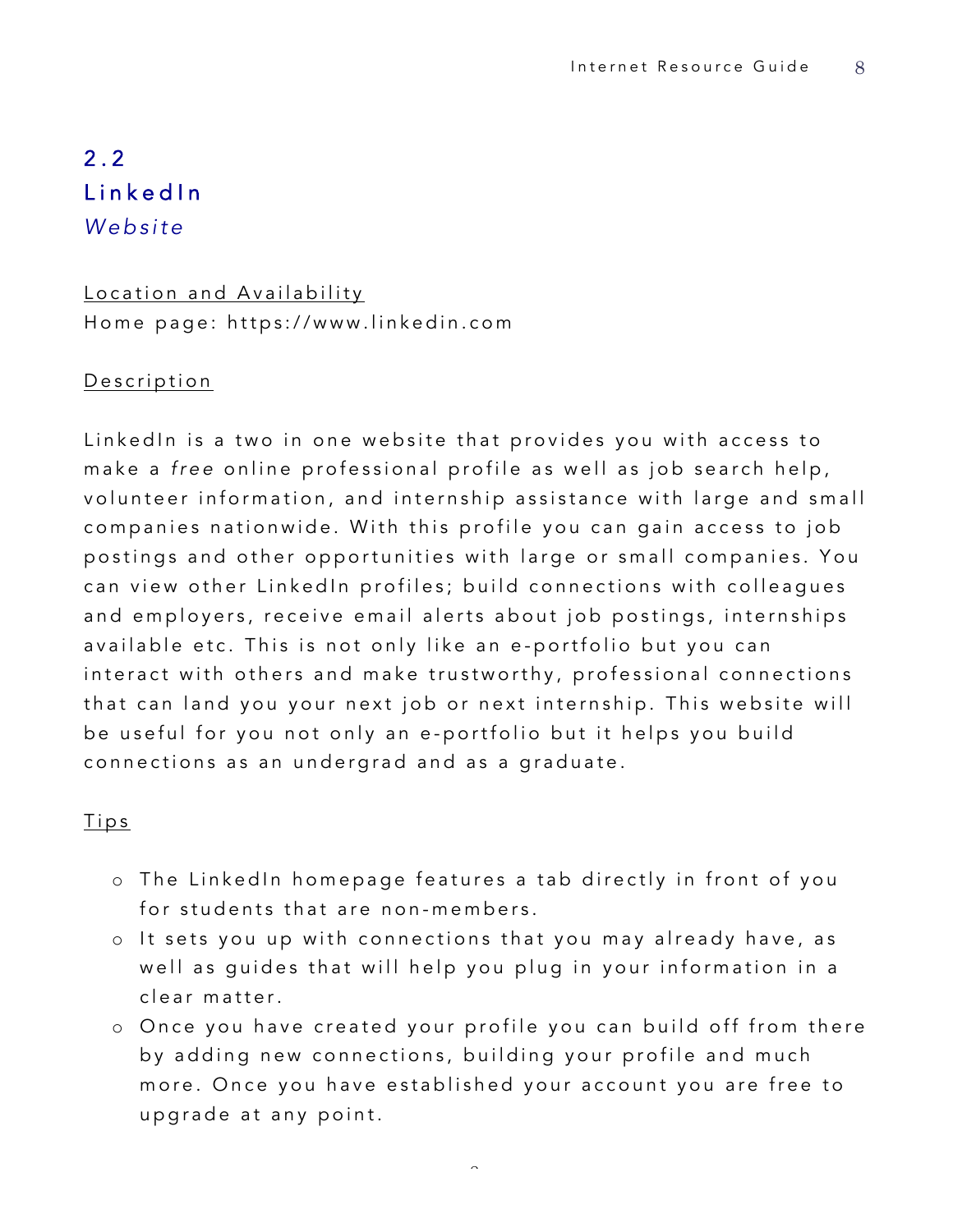## 2.2
## LinkedIn
*Website*

Location and Availability

Home page: https://www.linkedin.com

Description

LinkedIn is a two in one website that provides you with access to make a *free* online professional profile as well as job search help, volunteer information, and internship assistance with large and small companies nationwide. With this profile you can gain access to job postings and other opportunities with large or small companies. You can view other LinkedIn profiles; build connections with colleagues and employers, receive email alerts about job postings, internships available etc. This is not only like an e-portfolio but you can interact with others and make trustworthy, professional connections that can land you your next job or next internship. This website will be useful for you not only an e-portfolio but it helps you build connections as an undergrad and as a graduate.

Tips

- The LinkedIn homepage features a tab directly in front of you for students that are non-members.
- It sets you up with connections that you may already have, as well as guides that will help you plug in your information in a clear matter.
- Once you have created your profile you can build off from there by adding new connections, building your profile and much more. Once you have established your account you are free to upgrade at any point.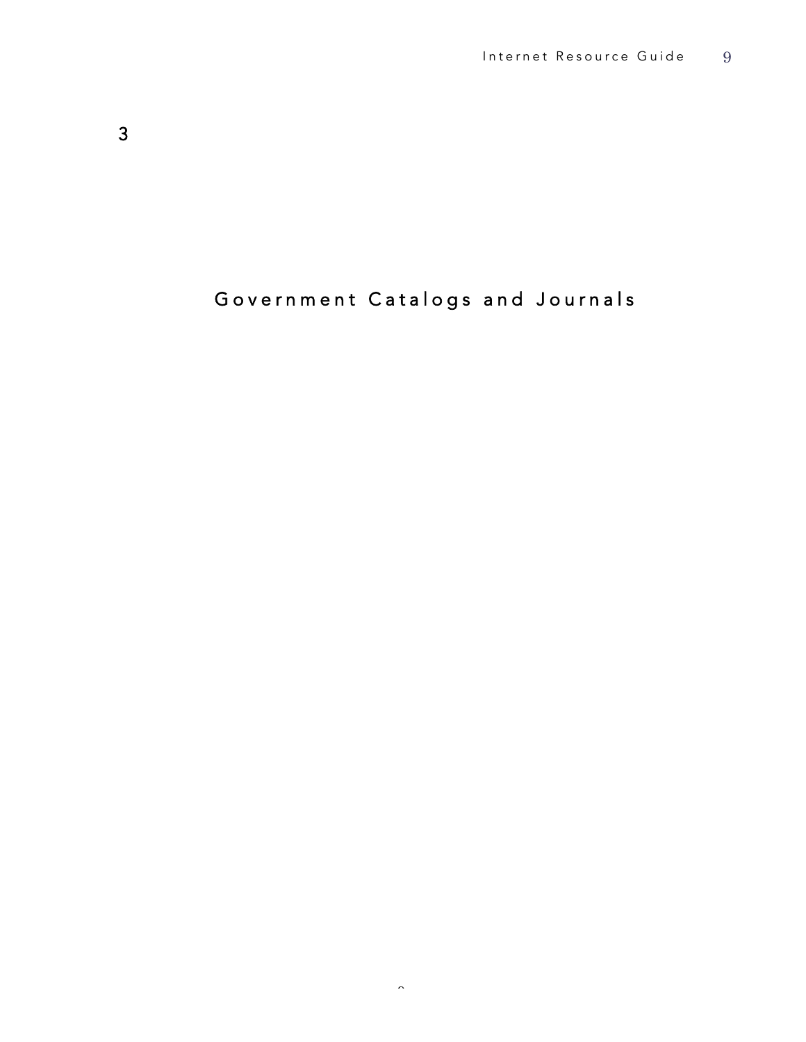# 3

# Government Catalogs and Journals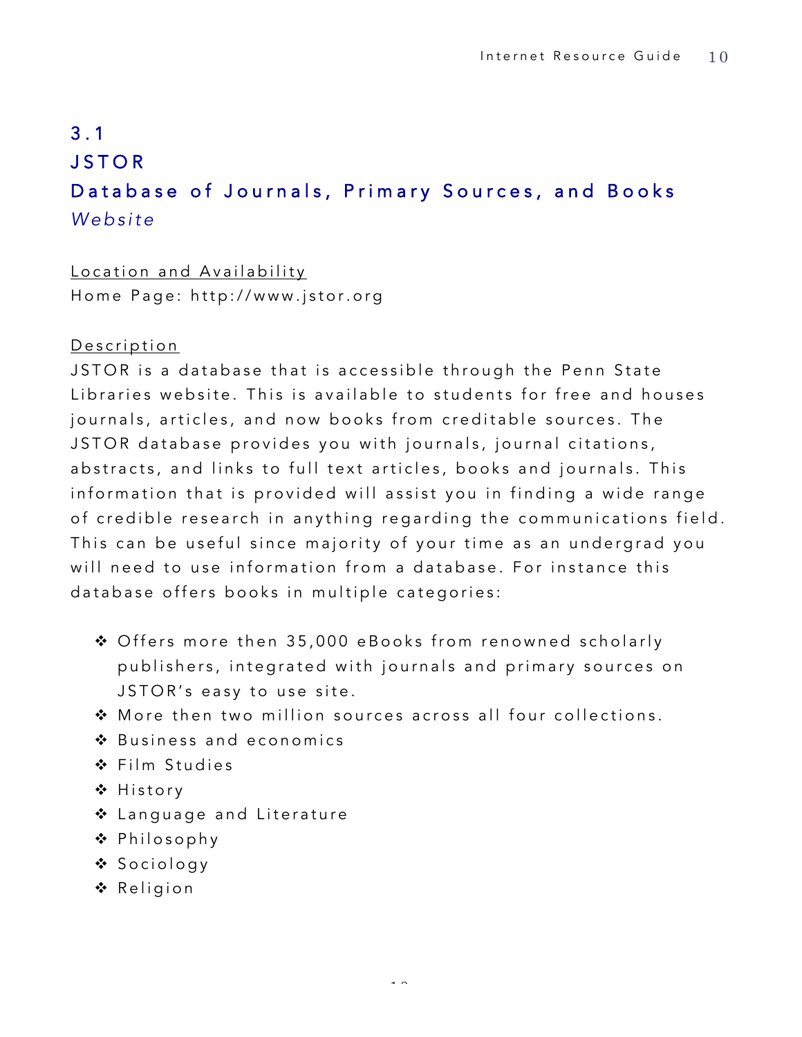## 3.1 JSTOR

## Database of Journals, Primary Sources, and Books

*Website*

Location and Availability

Home Page: http://www.jstor.org

Description

JSTOR is a database that is accessible through the Penn State Libraries website. This is available to students for free and houses journals, articles, and now books from creditable sources. The JSTOR database provides you with journals, journal citations, abstracts, and links to full text articles, books and journals. This information that is provided will assist you in finding a wide range of credible research in anything regarding the communications field. This can be useful since majority of your time as an undergrad you will need to use information from a database. For instance this database offers books in multiple categories:

- Offers more then 35,000 eBooks from renowned scholarly publishers, integrated with journals and primary sources on JSTOR's easy to use site.
- More then two million sources across all four collections.
- Business and economics
- Film Studies
- History
- Language and Literature
- Philosophy
- Sociology
- Religion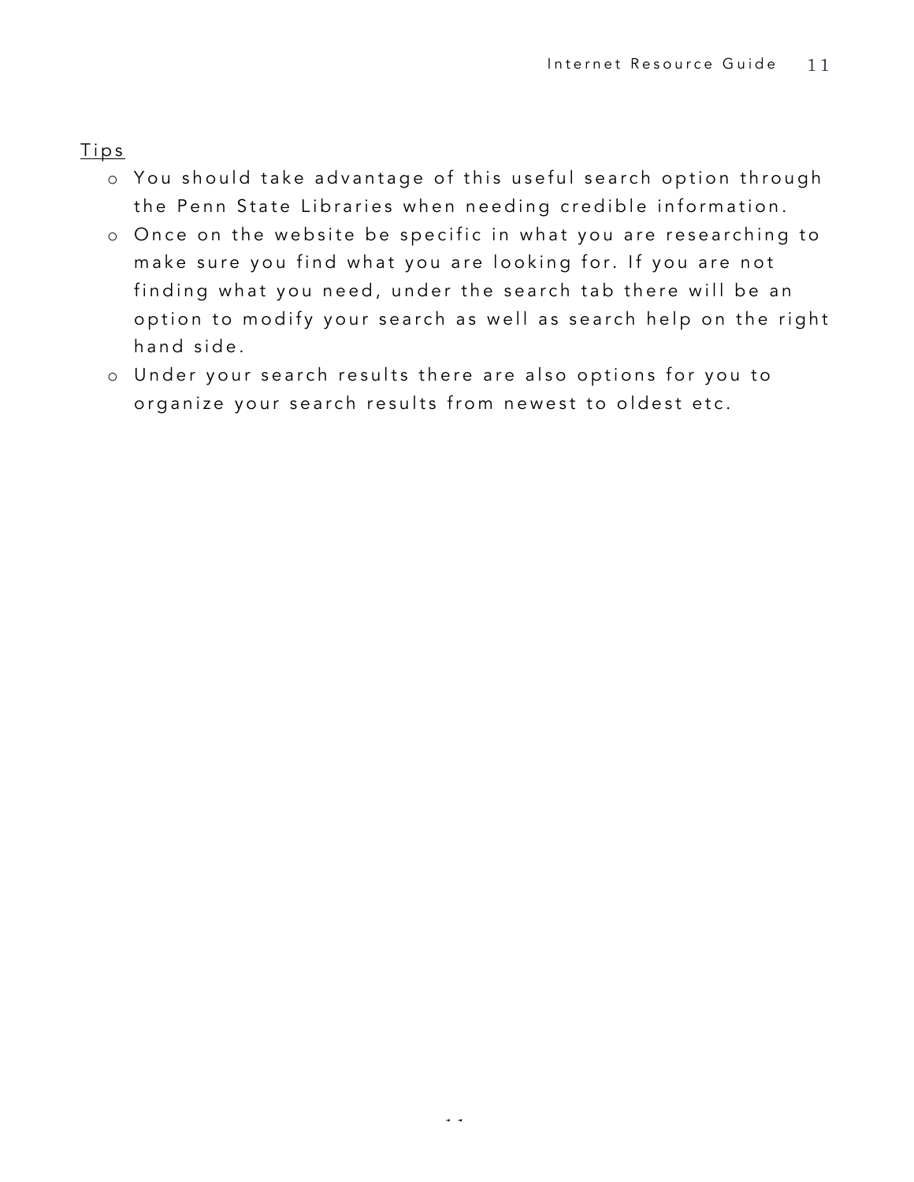<u>Tips</u>

- You should take advantage of this useful search option through the Penn State Libraries when needing credible information.
- Once on the website be specific in what you are researching to make sure you find what you are looking for. If you are not finding what you need, under the search tab there will be an option to modify your search as well as search help on the right hand side.
- Under your search results there are also options for you to organize your search results from newest to oldest etc.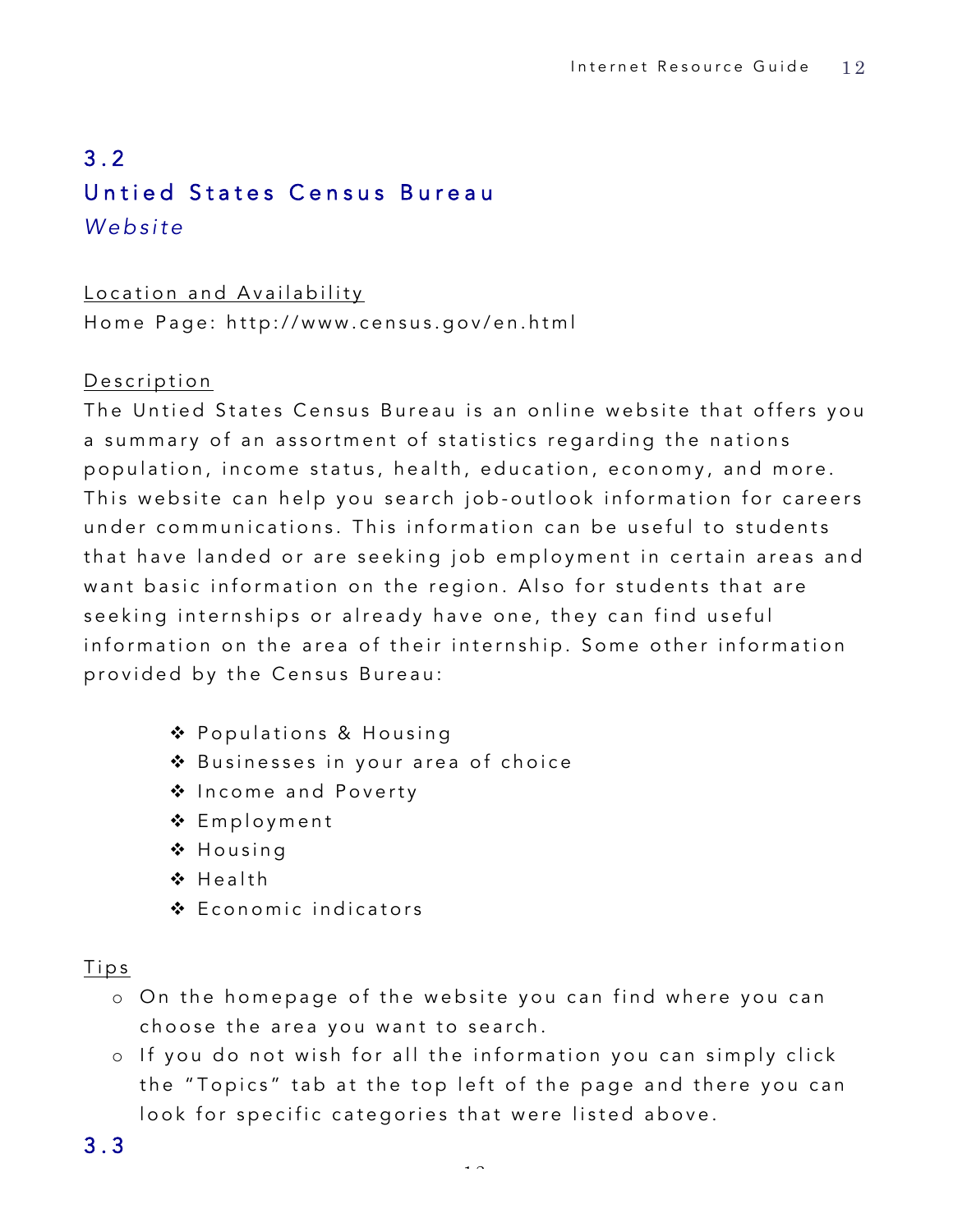## 3.2
## Untied States Census Bureau
### *Website*

Location and Availability

Home Page: http://www.census.gov/en.html

Description

The Untied States Census Bureau is an online website that offers you a summary of an assortment of statistics regarding the nations population, income status, health, education, economy, and more. This website can help you search job-outlook information for careers under communications. This information can be useful to students that have landed or are seeking job employment in certain areas and want basic information on the region. Also for students that are seeking internships or already have one, they can find useful information on the area of their internship. Some other information provided by the Census Bureau:

- Populations & Housing
- Businesses in your area of choice
- Income and Poverty
- Employment
- Housing
- Health
- Economic indicators

Tips

- On the homepage of the website you can find where you can choose the area you want to search.
- If you do not wish for all the information you can simply click the "Topics" tab at the top left of the page and there you can look for specific categories that were listed above.

## 3.3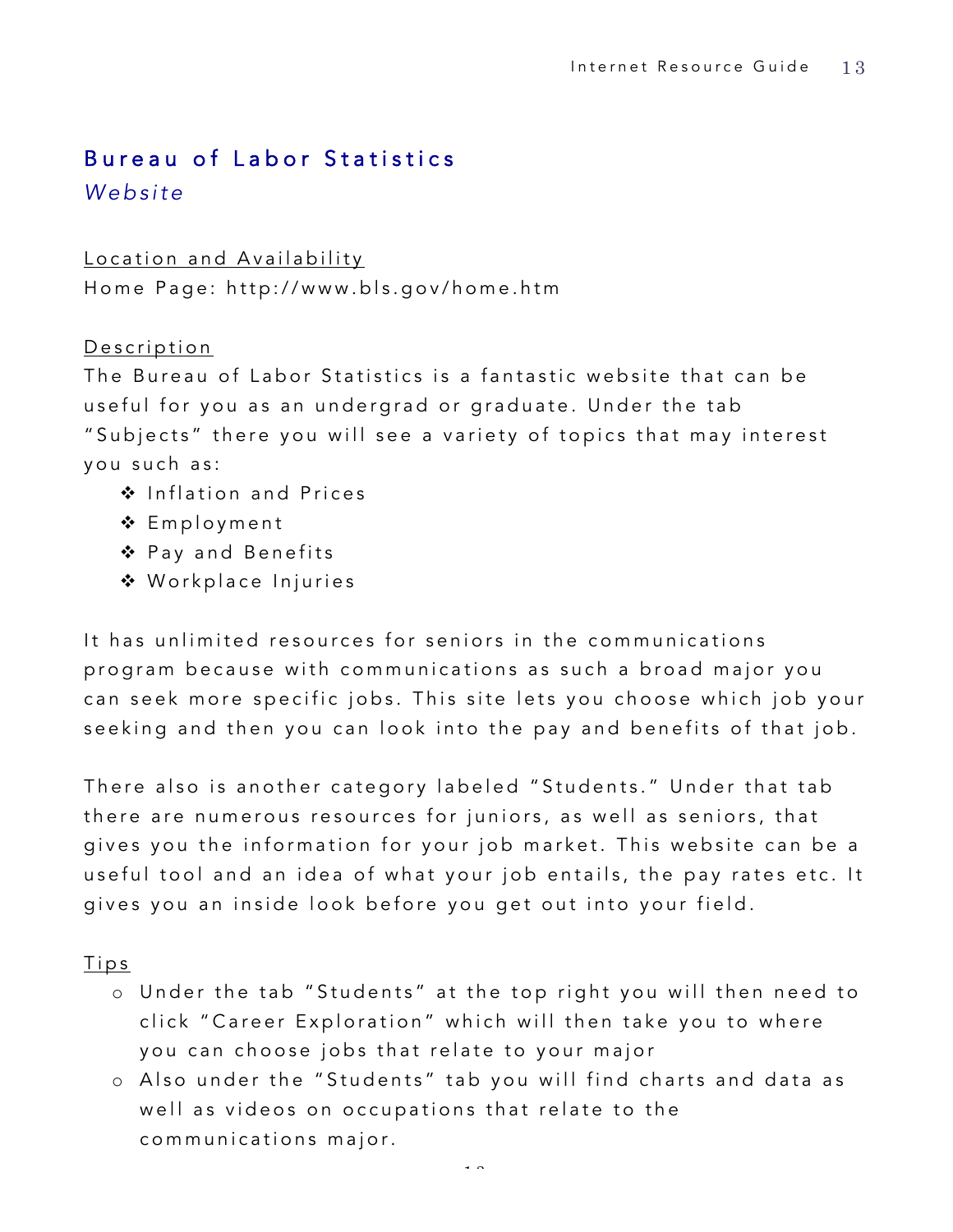## Bureau of Labor Statistics

*Website*

Location and Availability

Home Page: http://www.bls.gov/home.htm

Description

The Bureau of Labor Statistics is a fantastic website that can be useful for you as an undergrad or graduate. Under the tab "Subjects" there you will see a variety of topics that may interest you such as:

- Inflation and Prices
- Employment
- Pay and Benefits
- Workplace Injuries

It has unlimited resources for seniors in the communications program because with communications as such a broad major you can seek more specific jobs. This site lets you choose which job your seeking and then you can look into the pay and benefits of that job.

There also is another category labeled "Students." Under that tab there are numerous resources for juniors, as well as seniors, that gives you the information for your job market. This website can be a useful tool and an idea of what your job entails, the pay rates etc. It gives you an inside look before you get out into your field.

Tips

- Under the tab "Students" at the top right you will then need to click "Career Exploration" which will then take you to where you can choose jobs that relate to your major
- Also under the "Students" tab you will find charts and data as well as videos on occupations that relate to the communications major.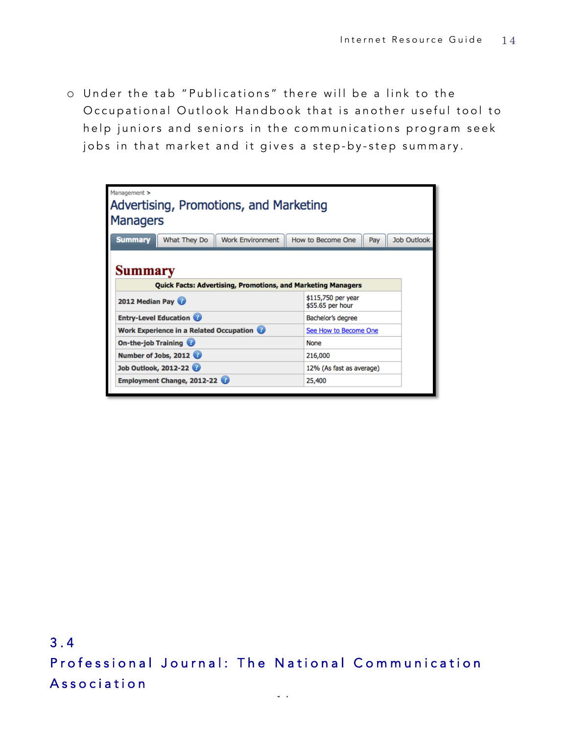- Under the tab "Publications" there will be a link to the Occupational Outlook Handbook that is another useful tool to help juniors and seniors in the communications program seek jobs in that market and it gives a step-by-step summary.

Management >

## Advertising, Promotions, and Marketing Managers

Summary | What They Do | Work Environment | How to Become One | Pay | Job Outlook

### Summary

| Quick Facts: Advertising, Promotions, and Marketing Managers | |
|---|---|
| 2012 Median Pay | $115,750 per year<br>$55.65 per hour |
| Entry-Level Education | Bachelor's degree |
| Work Experience in a Related Occupation | See How to Become One |
| On-the-job Training | None |
| Number of Jobs, 2012 | 216,000 |
| Job Outlook, 2012-22 | 12% (As fast as average) |
| Employment Change, 2012-22 | 25,400 |

## 3.4 Professional Journal: The National Communication Association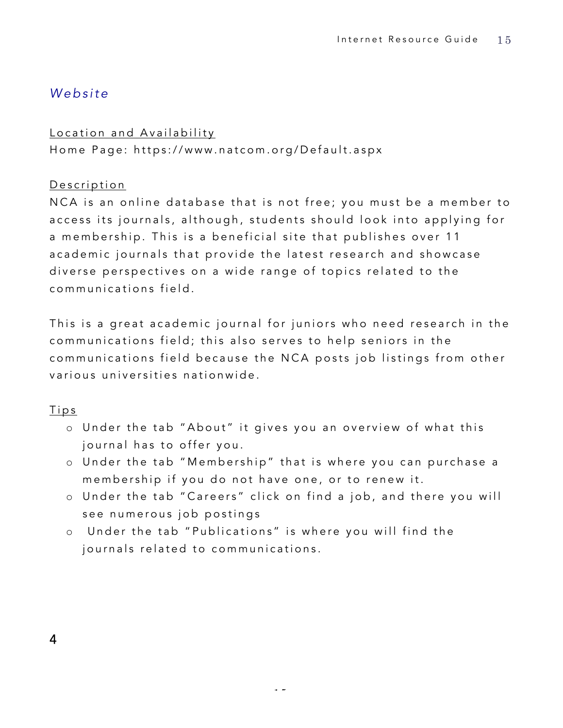## *Website*

Location and Availability

Home Page: https://www.natcom.org/Default.aspx

Description

NCA is an online database that is not free; you must be a member to access its journals, although, students should look into applying for a membership. This is a beneficial site that publishes over 11 academic journals that provide the latest research and showcase diverse perspectives on a wide range of topics related to the communications field.

This is a great academic journal for juniors who need research in the communications field; this also serves to help seniors in the communications field because the NCA posts job listings from other various universities nationwide.

Tips

- Under the tab "About" it gives you an overview of what this journal has to offer you.
- Under the tab "Membership" that is where you can purchase a membership if you do not have one, or to renew it.
- Under the tab "Careers" click on find a job, and there you will see numerous job postings
- Under the tab "Publications" is where you will find the journals related to communications.

4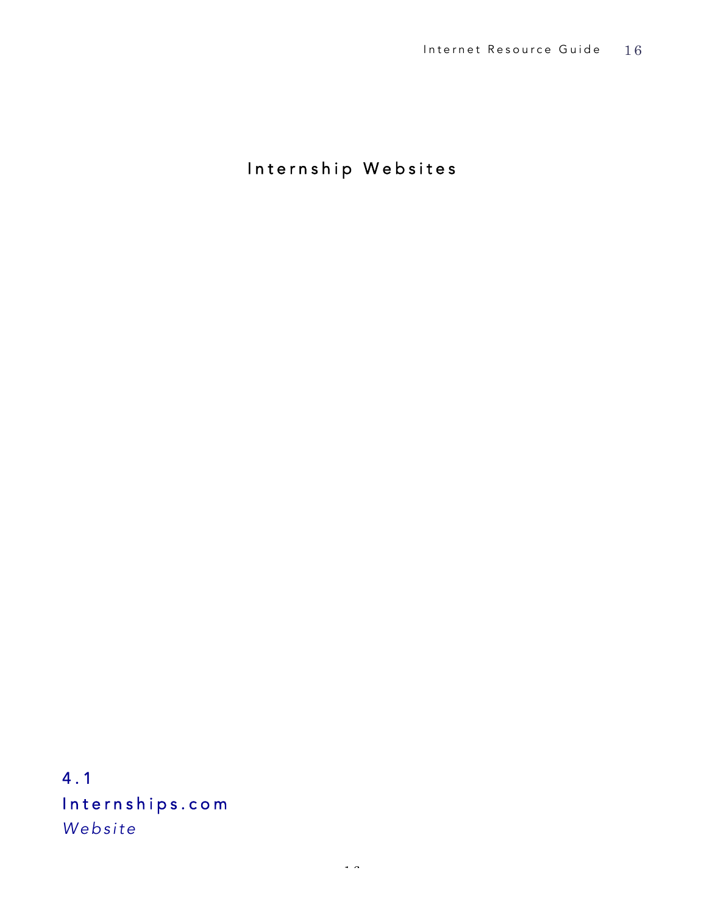# Internship Websites

## 4.1 Internships.com

*Website*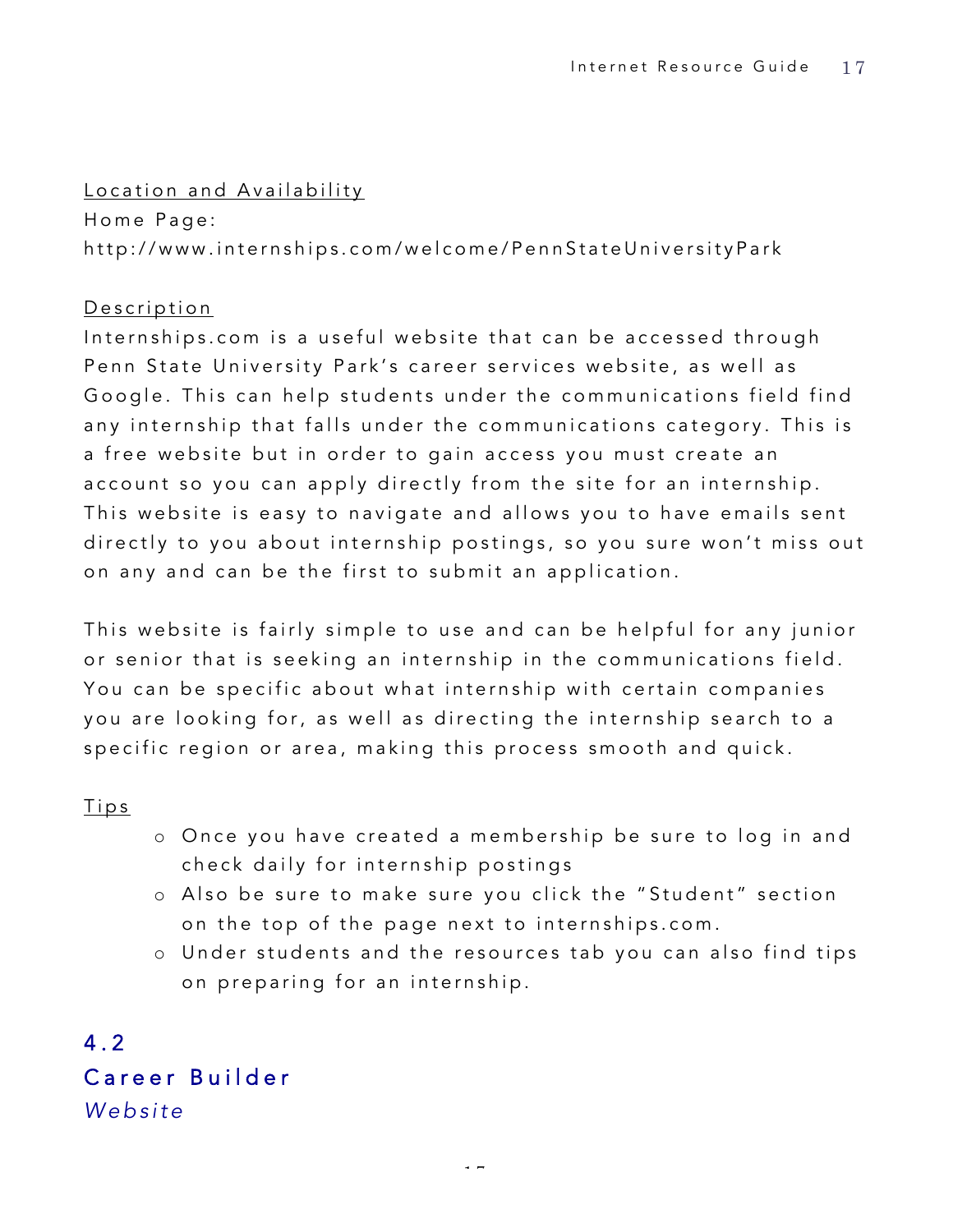Location and Availability

Home Page:
http://www.internships.com/welcome/PennStateUniversityPark

Description

Internships.com is a useful website that can be accessed through Penn State University Park's career services website, as well as Google. This can help students under the communications field find any internship that falls under the communications category. This is a free website but in order to gain access you must create an account so you can apply directly from the site for an internship. This website is easy to navigate and allows you to have emails sent directly to you about internship postings, so you sure won't miss out on any and can be the first to submit an application.

This website is fairly simple to use and can be helpful for any junior or senior that is seeking an internship in the communications field. You can be specific about what internship with certain companies you are looking for, as well as directing the internship search to a specific region or area, making this process smooth and quick.

Tips

- Once you have created a membership be sure to log in and check daily for internship postings
- Also be sure to make sure you click the "Student" section on the top of the page next to internships.com.
- Under students and the resources tab you can also find tips on preparing for an internship.

## 4.2
## Career Builder
*Website*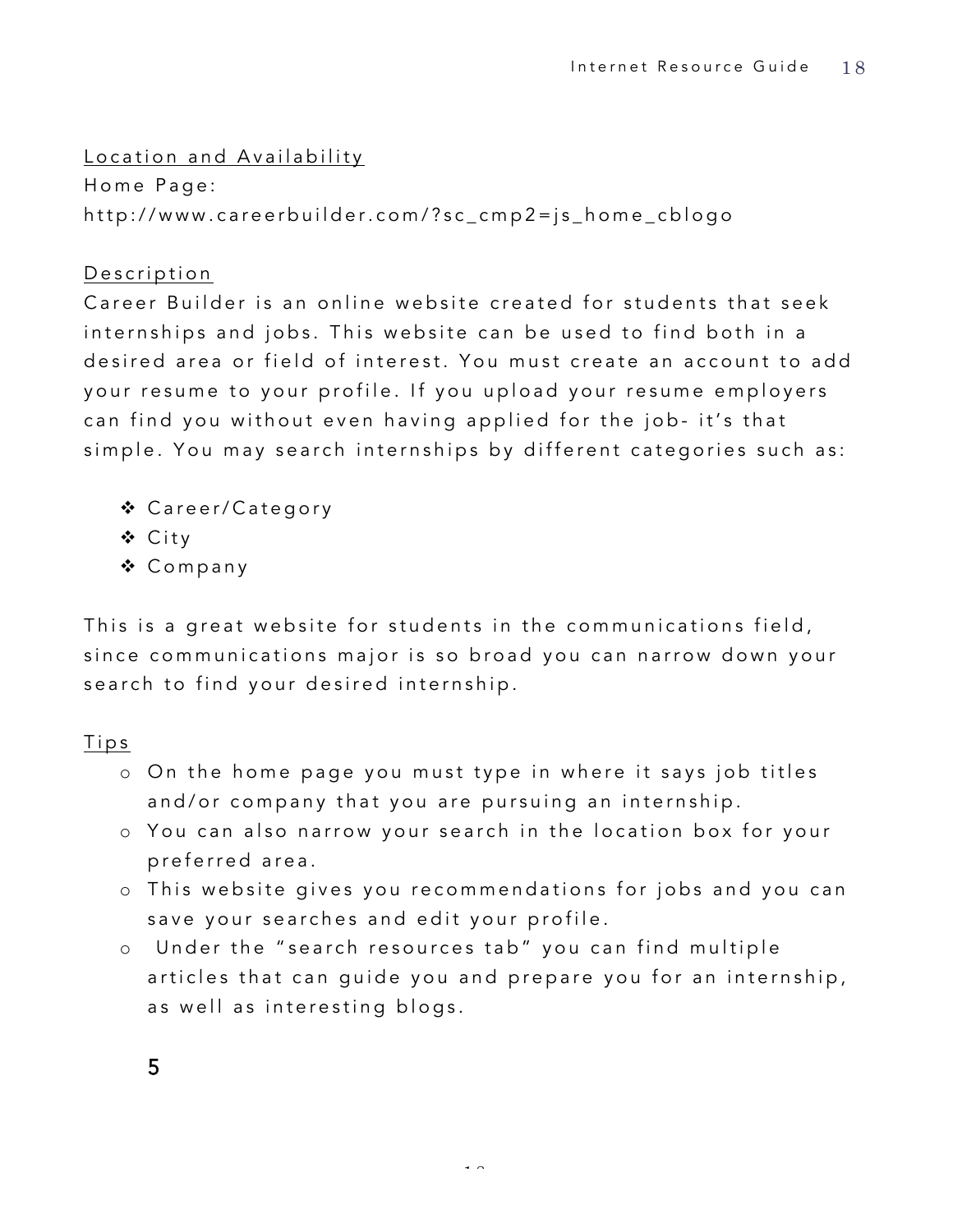Location and Availability

Home Page:
http://www.careerbuilder.com/?sc_cmp2=js_home_cblogo

Description

Career Builder is an online website created for students that seek internships and jobs. This website can be used to find both in a desired area or field of interest. You must create an account to add your resume to your profile. If you upload your resume employers can find you without even having applied for the job- it's that simple. You may search internships by different categories such as:

- Career/Category
- City
- Company

This is a great website for students in the communications field, since communications major is so broad you can narrow down your search to find your desired internship.

Tips

- On the home page you must type in where it says job titles and/or company that you are pursuing an internship.
- You can also narrow your search in the location box for your preferred area.
- This website gives you recommendations for jobs and you can save your searches and edit your profile.
- Under the "search resources tab" you can find multiple articles that can guide you and prepare you for an internship, as well as interesting blogs.

5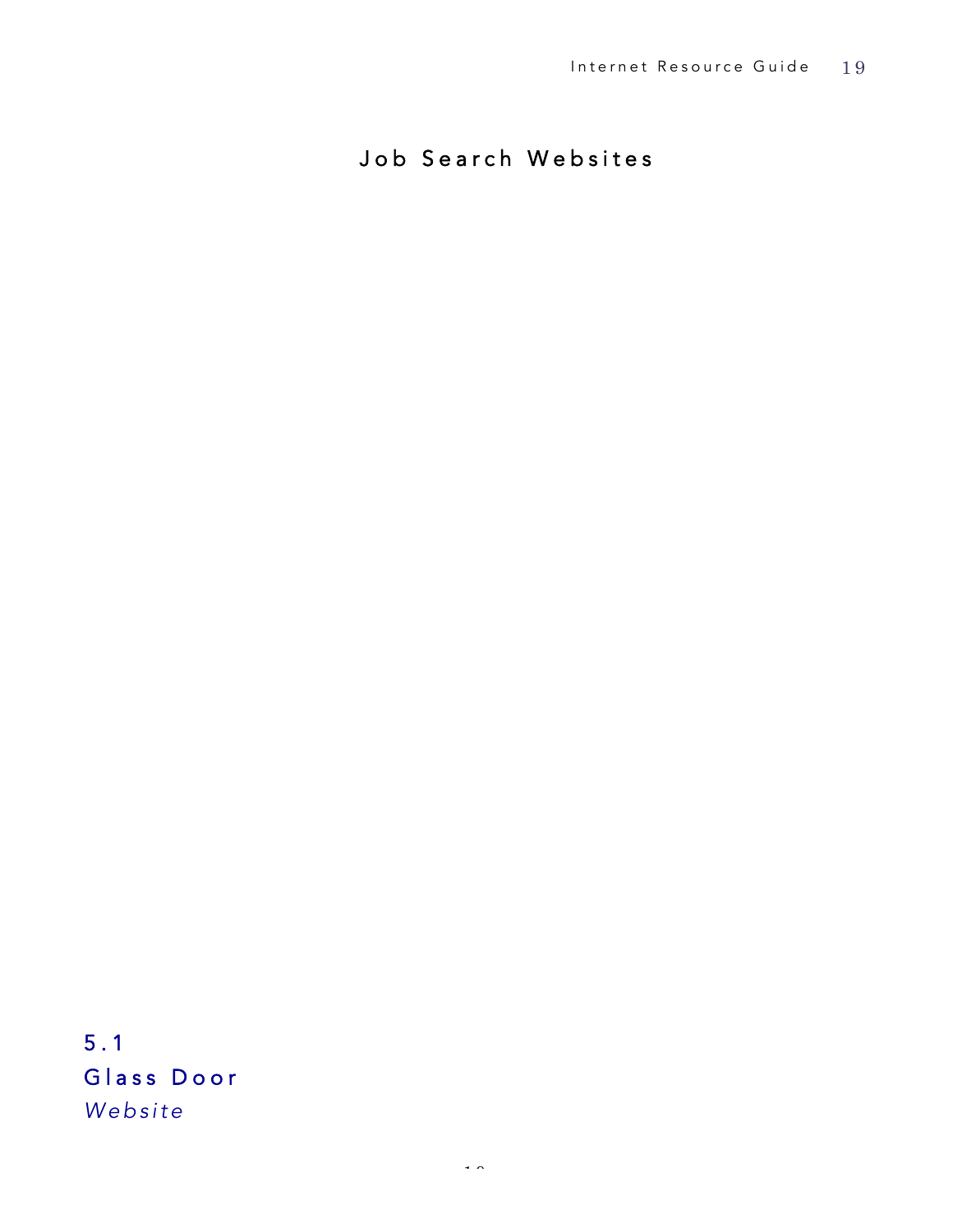# Job Search Websites

## 5.1
## Glass Door
*Website*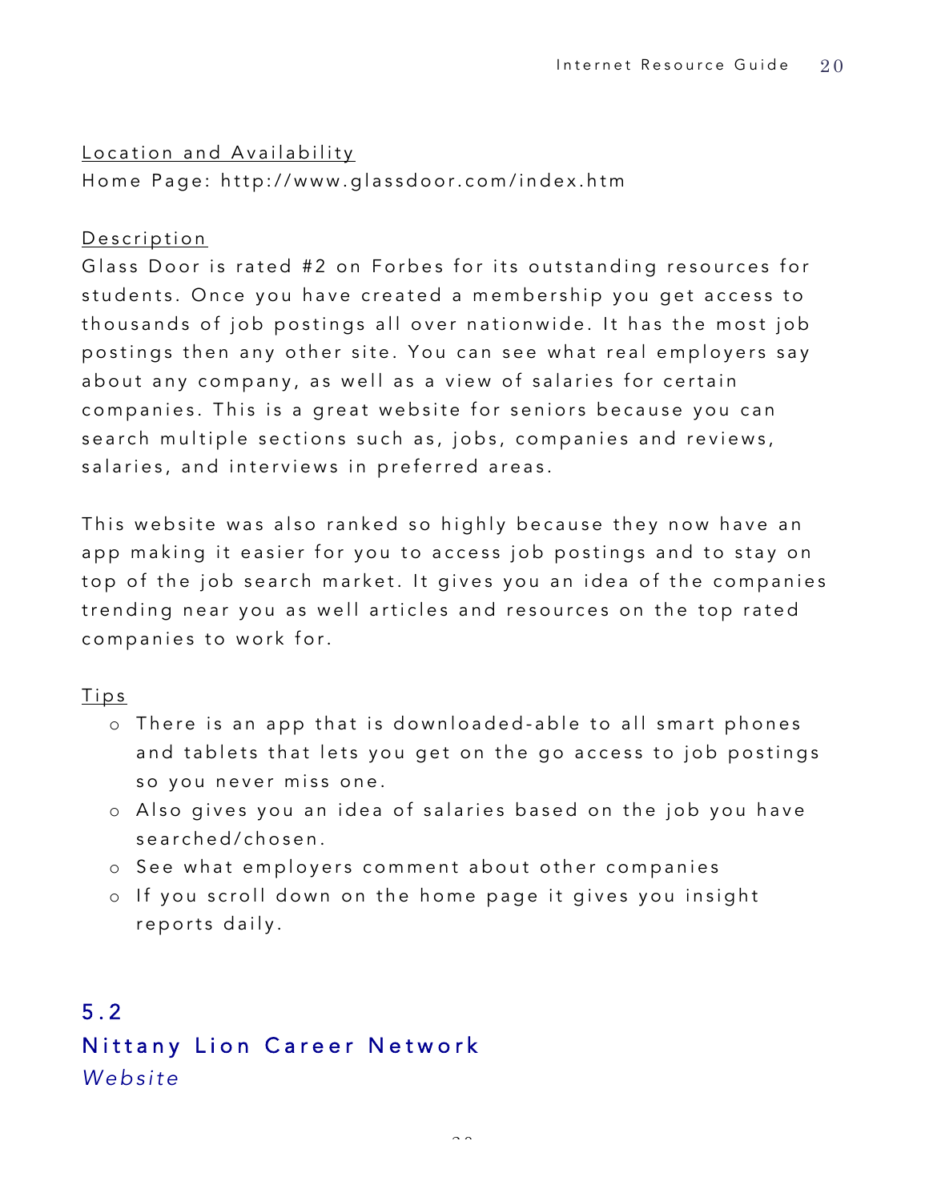Location and Availability

Home Page: http://www.glassdoor.com/index.htm

Description

Glass Door is rated #2 on Forbes for its outstanding resources for students. Once you have created a membership you get access to thousands of job postings all over nationwide. It has the most job postings then any other site. You can see what real employers say about any company, as well as a view of salaries for certain companies. This is a great website for seniors because you can search multiple sections such as, jobs, companies and reviews, salaries, and interviews in preferred areas.

This website was also ranked so highly because they now have an app making it easier for you to access job postings and to stay on top of the job search market. It gives you an idea of the companies trending near you as well articles and resources on the top rated companies to work for.

Tips

- There is an app that is downloaded-able to all smart phones and tablets that lets you get on the go access to job postings so you never miss one.
- Also gives you an idea of salaries based on the job you have searched/chosen.
- See what employers comment about other companies
- If you scroll down on the home page it gives you insight reports daily.

## 5.2 Nittany Lion Career Network

*Website*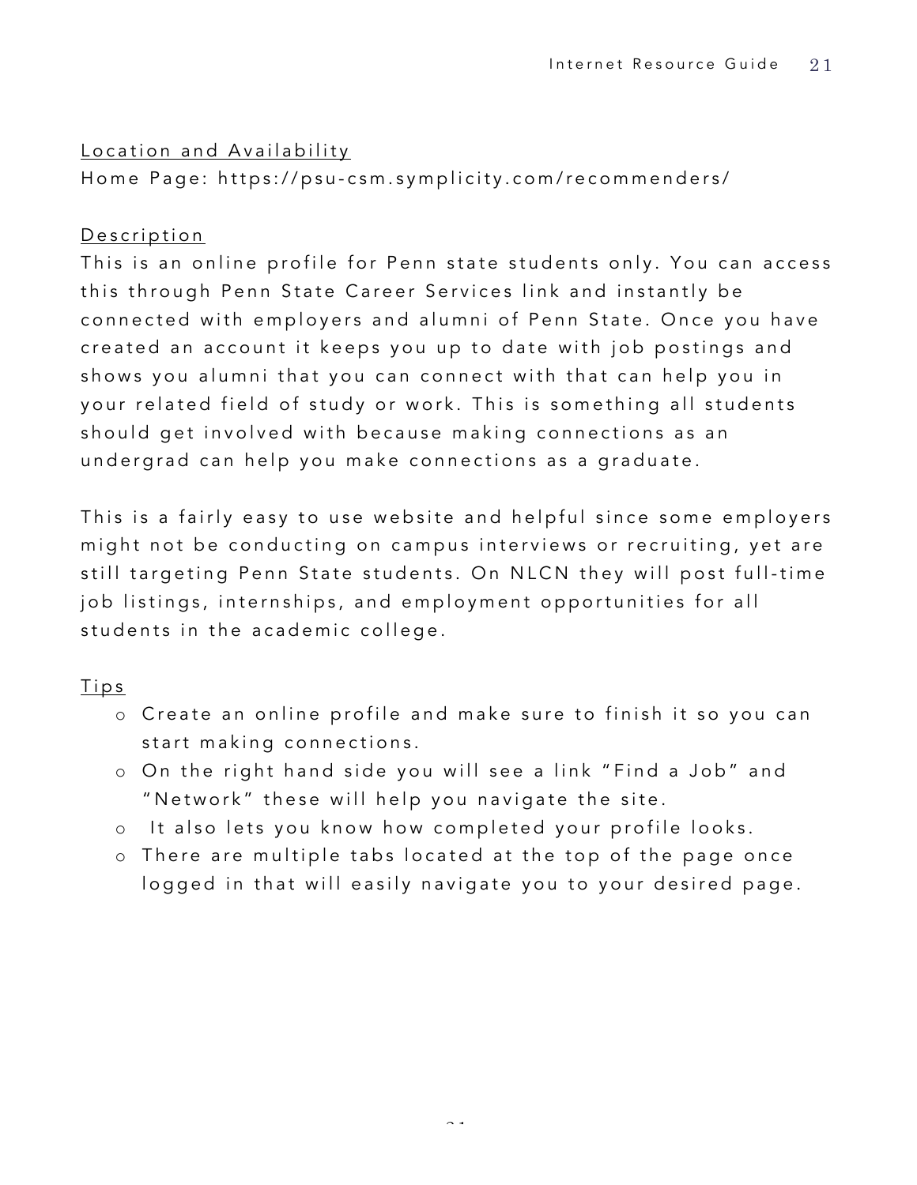Location and Availability

Home Page: https://psu-csm.symplicity.com/recommenders/

Description

This is an online profile for Penn state students only. You can access this through Penn State Career Services link and instantly be connected with employers and alumni of Penn State. Once you have created an account it keeps you up to date with job postings and shows you alumni that you can connect with that can help you in your related field of study or work. This is something all students should get involved with because making connections as an undergrad can help you make connections as a graduate.

This is a fairly easy to use website and helpful since some employers might not be conducting on campus interviews or recruiting, yet are still targeting Penn State students. On NLCN they will post full-time job listings, internships, and employment opportunities for all students in the academic college.

Tips

- Create an online profile and make sure to finish it so you can start making connections.
- On the right hand side you will see a link "Find a Job" and "Network" these will help you navigate the site.
- It also lets you know how completed your profile looks.
- There are multiple tabs located at the top of the page once logged in that will easily navigate you to your desired page.